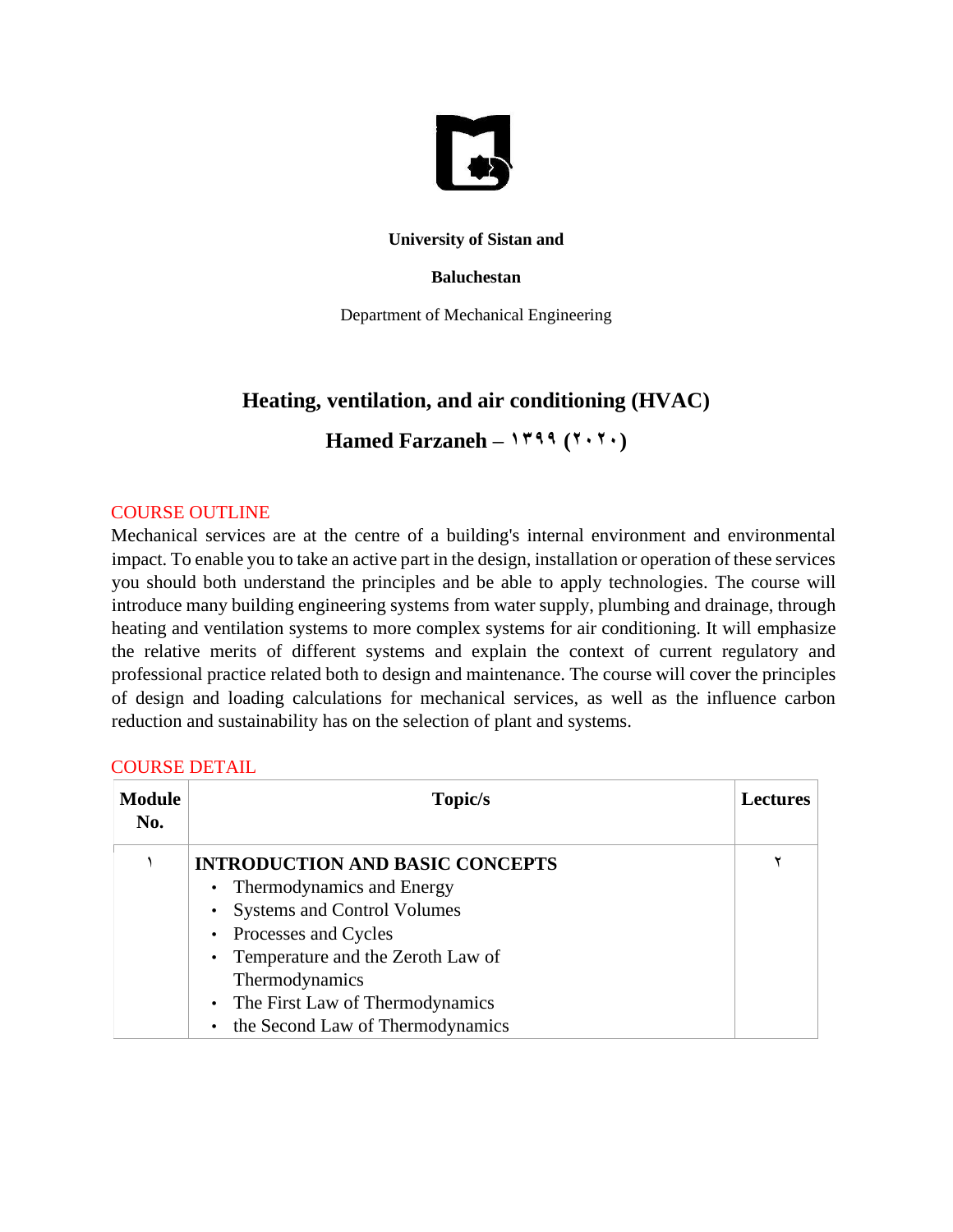**University of Sistan and**

**Baluchestan**

Department of Mechanical Engineering

## Heating, ventilation, and air conditioning (HVAC)

## Hamed Farzaneh – ۱۳۹۹ (۲۰۲۰)

COURSE OUTLINE

Mechanical services are at the centre of a building's internal environment and environmental impact. To enable you to take an active part in the design, installation or operation of these services you should both understand the principles and be able to apply technologies. The course will introduce many building engineering systems from water supply, plumbing and drainage, through heating and ventilation systems to more complex systems for air conditioning. It will emphasize the relative merits of different systems and explain the context of current regulatory and professional practice related both to design and maintenance. The course will cover the principles of design and loading calculations for mechanical services, as well as the influence carbon reduction and sustainability has on the selection of plant and systems.

COURSE DETAIL

| Module No. | Topic/s | Lectures |
|---|---|---|
| ۱ | **INTRODUCTION AND BASIC CONCEPTS**<br>• Thermodynamics and Energy<br>• Systems and Control Volumes<br>• Processes and Cycles<br>• Temperature and the Zeroth Law of Thermodynamics<br>• The First Law of Thermodynamics<br>• the Second Law of Thermodynamics | ۲ |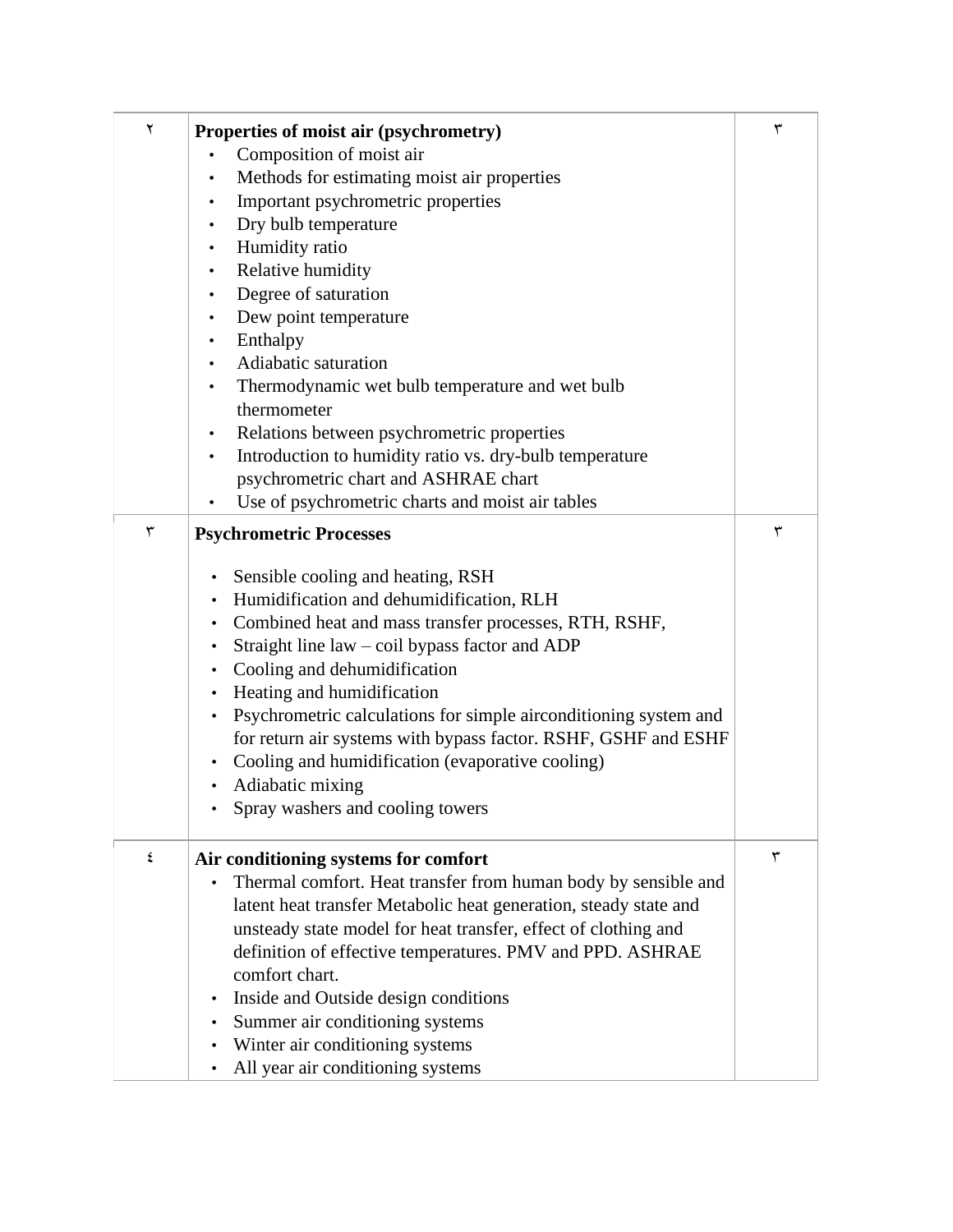| ٢ | **Properties of moist air (psychrometry)**<br>• Composition of moist air<br>• Methods for estimating moist air properties<br>• Important psychrometric properties<br>• Dry bulb temperature<br>• Humidity ratio<br>• Relative humidity<br>• Degree of saturation<br>• Dew point temperature<br>• Enthalpy<br>• Adiabatic saturation<br>• Thermodynamic wet bulb temperature and wet bulb thermometer<br>• Relations between psychrometric properties<br>• Introduction to humidity ratio vs. dry-bulb temperature psychrometric chart and ASHRAE chart<br>• Use of psychrometric charts and moist air tables | ٣ |
|---|---|---|
| ٣ | **Psychrometric Processes**<br>• Sensible cooling and heating, RSH<br>• Humidification and dehumidification, RLH<br>• Combined heat and mass transfer processes, RTH, RSHF,<br>• Straight line law – coil bypass factor and ADP<br>• Cooling and dehumidification<br>• Heating and humidification<br>• Psychrometric calculations for simple airconditioning system and for return air systems with bypass factor. RSHF, GSHF and ESHF<br>• Cooling and humidification (evaporative cooling)<br>• Adiabatic mixing<br>• Spray washers and cooling towers | ٣ |
| ٤ | **Air conditioning systems for comfort**<br>• Thermal comfort. Heat transfer from human body by sensible and latent heat transfer Metabolic heat generation, steady state and unsteady state model for heat transfer, effect of clothing and definition of effective temperatures. PMV and PPD. ASHRAE comfort chart.<br>• Inside and Outside design conditions<br>• Summer air conditioning systems<br>• Winter air conditioning systems<br>• All year air conditioning systems | ٣ |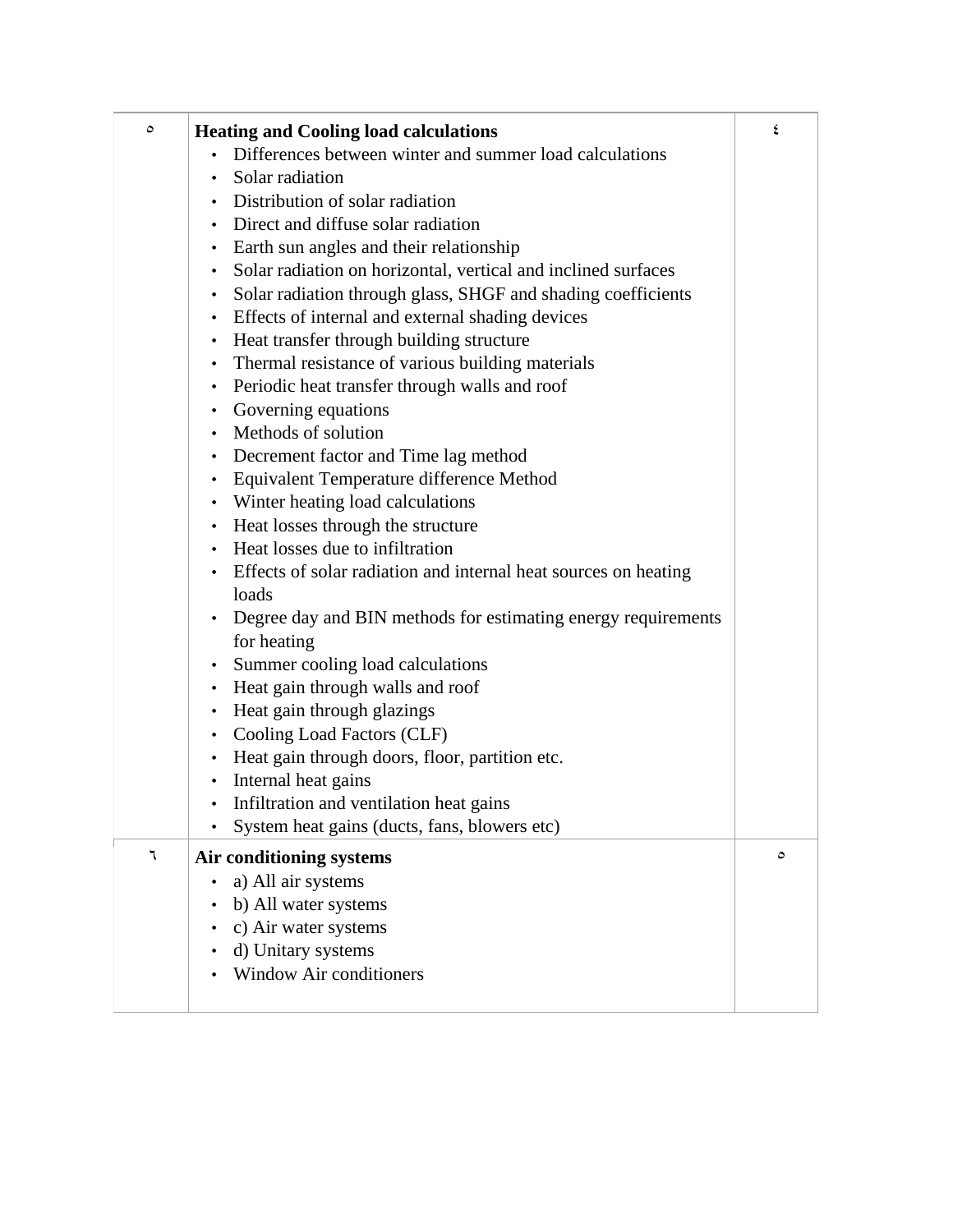| | | |
|---|---|---|
| ٥ | **Heating and Cooling load calculations**<br>• Differences between winter and summer load calculations<br>• Solar radiation<br>• Distribution of solar radiation<br>• Direct and diffuse solar radiation<br>• Earth sun angles and their relationship<br>• Solar radiation on horizontal, vertical and inclined surfaces<br>• Solar radiation through glass, SHGF and shading coefficients<br>• Effects of internal and external shading devices<br>• Heat transfer through building structure<br>• Thermal resistance of various building materials<br>• Periodic heat transfer through walls and roof<br>• Governing equations<br>• Methods of solution<br>• Decrement factor and Time lag method<br>• Equivalent Temperature difference Method<br>• Winter heating load calculations<br>• Heat losses through the structure<br>• Heat losses due to infiltration<br>• Effects of solar radiation and internal heat sources on heating loads<br>• Degree day and BIN methods for estimating energy requirements for heating<br>• Summer cooling load calculations<br>• Heat gain through walls and roof<br>• Heat gain through glazings<br>• Cooling Load Factors (CLF)<br>• Heat gain through doors, floor, partition etc.<br>• Internal heat gains<br>• Infiltration and ventilation heat gains<br>• System heat gains (ducts, fans, blowers etc) | ٤ |
| ٦ | **Air conditioning systems**<br>• a) All air systems<br>• b) All water systems<br>• c) Air water systems<br>• d) Unitary systems<br>• Window Air conditioners | ٥ |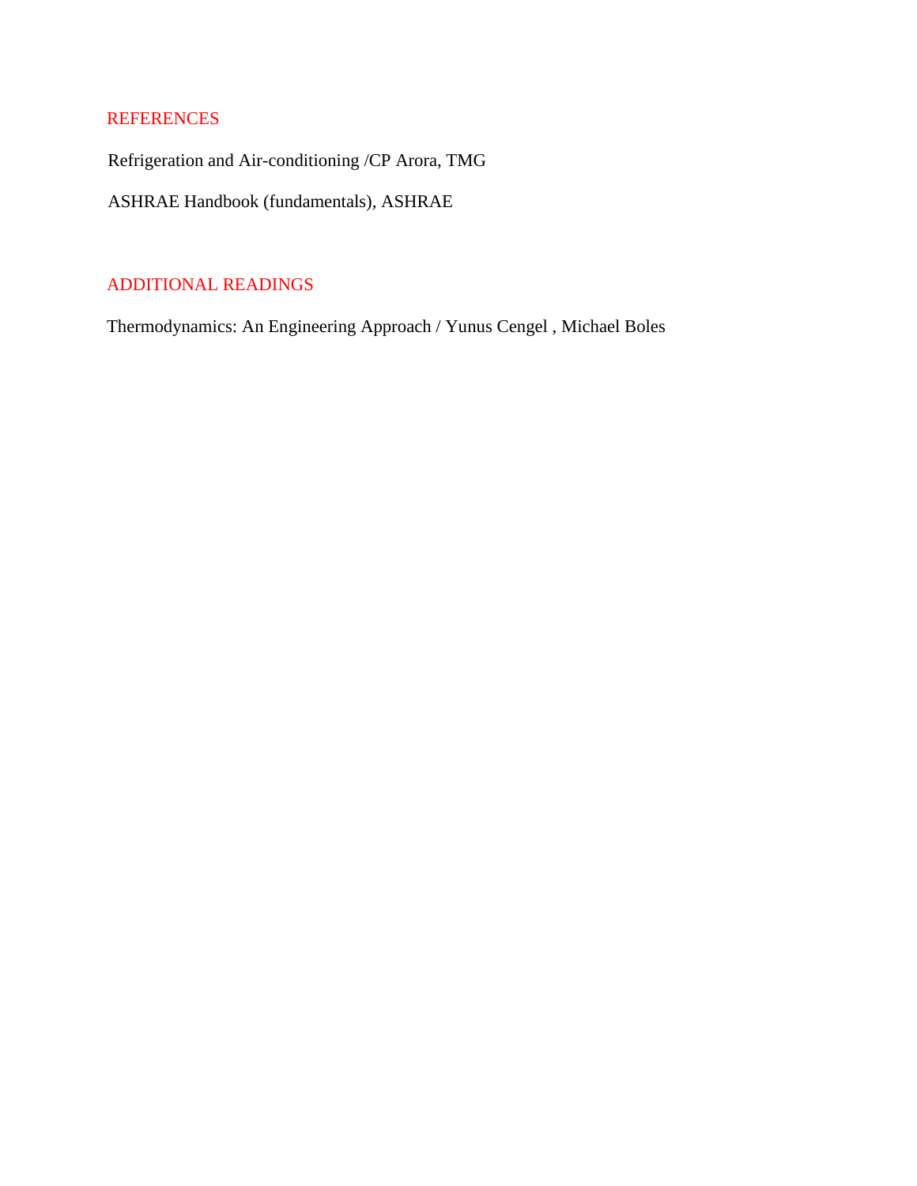## REFERENCES

Refrigeration and Air-conditioning /CP Arora, TMG

ASHRAE Handbook (fundamentals), ASHRAE

## ADDITIONAL READINGS

Thermodynamics: An Engineering Approach / Yunus Cengel , Michael Boles